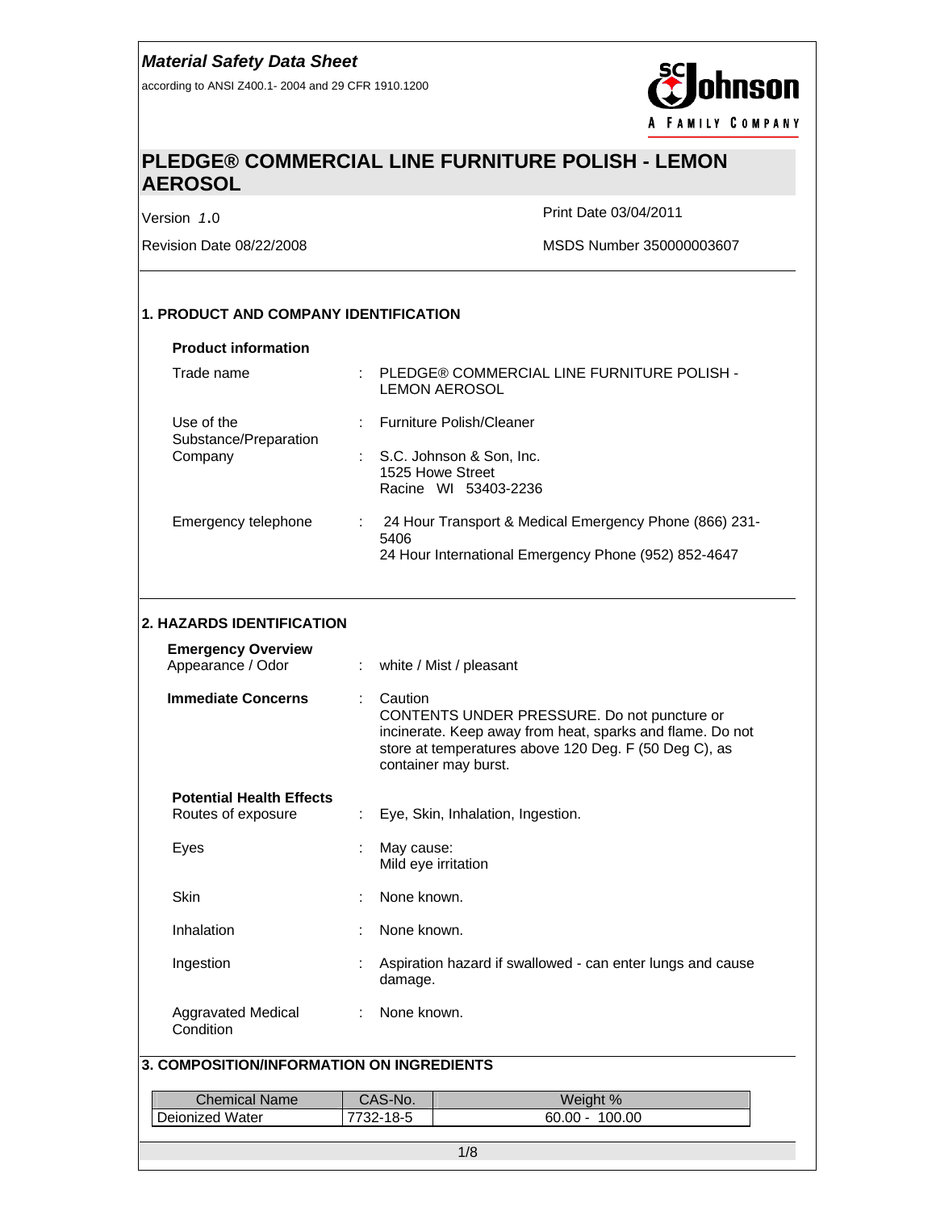*Material Safety Data Sheet*

according to ANSI Z400.1- 2004 and 29 CFR 1910.1200

# PLEDGE® COMMERCIAL LINE FURNITURE POLISH - LEMON AEROSOL

Version 1.0

Print Date 03/04/2011

Revision Date 08/22/2008

MSDS Number 350000003607

## 1. PRODUCT AND COMPANY IDENTIFICATION

**Product information**

| | | |
|---|---|---|
| Trade name | : | PLEDGE® COMMERCIAL LINE FURNITURE POLISH - LEMON AEROSOL |
| Use of the Substance/Preparation | : | Furniture Polish/Cleaner |
| Company | : | S.C. Johnson & Son, Inc.<br>1525 Howe Street<br>Racine WI 53403-2236 |
| Emergency telephone | : | 24 Hour Transport & Medical Emergency Phone (866) 231-5406<br>24 Hour International Emergency Phone (952) 852-4647 |

## 2. HAZARDS IDENTIFICATION

**Emergency Overview**

| | | |
|---|---|---|
| Appearance / Odor | : | white / Mist / pleasant |
| **Immediate Concerns** | : | Caution<br>CONTENTS UNDER PRESSURE. Do not puncture or incinerate. Keep away from heat, sparks and flame. Do not store at temperatures above 120 Deg. F (50 Deg C), as container may burst. |

**Potential Health Effects**

| | | |
|---|---|---|
| Routes of exposure | : | Eye, Skin, Inhalation, Ingestion. |
| Eyes | : | May cause:<br>Mild eye irritation |
| Skin | : | None known. |
| Inhalation | : | None known. |
| Ingestion | : | Aspiration hazard if swallowed - can enter lungs and cause damage. |
| Aggravated Medical Condition | : | None known. |

## 3. COMPOSITION/INFORMATION ON INGREDIENTS

| Chemical Name | CAS-No. | Weight % |
|---|---|---|
| Deionized Water | 7732-18-5 | 60.00 - 100.00 |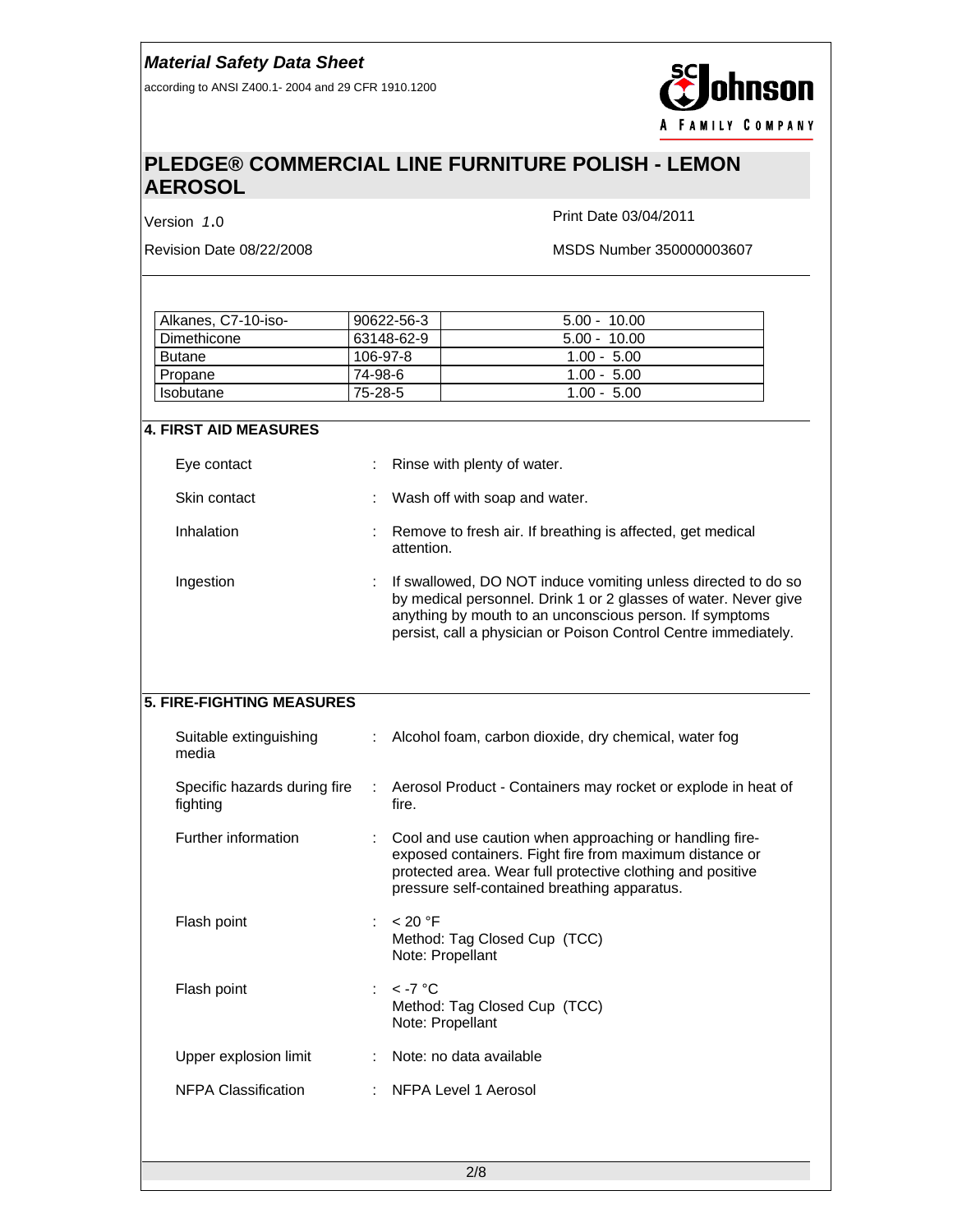| Alkanes, C7-10-iso- | 90622-56-3 | 5.00 - 10.00 |
|---|---|---|
| Dimethicone | 63148-62-9 | 5.00 - 10.00 |
| Butane | 106-97-8 | 1.00 - 5.00 |
| Propane | 74-98-6 | 1.00 - 5.00 |
| Isobutane | 75-28-5 | 1.00 - 5.00 |

## 4. FIRST AID MEASURES

Eye contact : Rinse with plenty of water.

Skin contact : Wash off with soap and water.

Inhalation : Remove to fresh air. If breathing is affected, get medical attention.

Ingestion : If swallowed, DO NOT induce vomiting unless directed to do so by medical personnel. Drink 1 or 2 glasses of water. Never give anything by mouth to an unconscious person. If symptoms persist, call a physician or Poison Control Centre immediately.

## 5. FIRE-FIGHTING MEASURES

Suitable extinguishing media : Alcohol foam, carbon dioxide, dry chemical, water fog

Specific hazards during fire fighting : Aerosol Product - Containers may rocket or explode in heat of fire.

Further information : Cool and use caution when approaching or handling fire-exposed containers. Fight fire from maximum distance or protected area. Wear full protective clothing and positive pressure self-contained breathing apparatus.

Flash point : < 20 °F
Method: Tag Closed Cup (TCC)
Note: Propellant

Flash point : < -7 °C
Method: Tag Closed Cup (TCC)
Note: Propellant

Upper explosion limit : Note: no data available

NFPA Classification : NFPA Level 1 Aerosol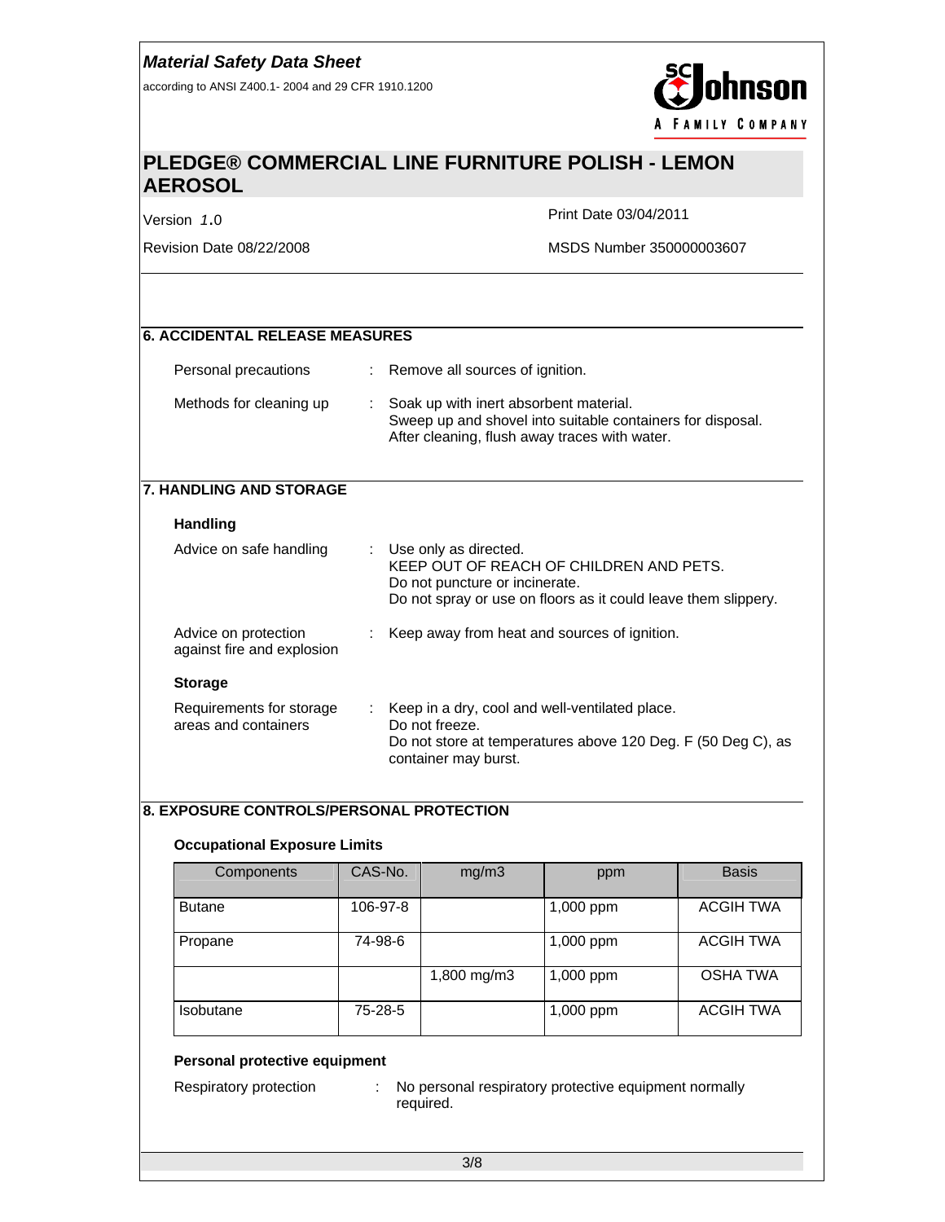## 6. ACCIDENTAL RELEASE MEASURES

Personal precautions : Remove all sources of ignition.

Methods for cleaning up : Soak up with inert absorbent material.
Sweep up and shovel into suitable containers for disposal.
After cleaning, flush away traces with water.

## 7. HANDLING AND STORAGE

### Handling

Advice on safe handling : Use only as directed.
KEEP OUT OF REACH OF CHILDREN AND PETS.
Do not puncture or incinerate.
Do not spray or use on floors as it could leave them slippery.

Advice on protection against fire and explosion : Keep away from heat and sources of ignition.

### Storage

Requirements for storage areas and containers : Keep in a dry, cool and well-ventilated place.
Do not freeze.
Do not store at temperatures above 120 Deg. F (50 Deg C), as container may burst.

## 8. EXPOSURE CONTROLS/PERSONAL PROTECTION

### Occupational Exposure Limits

| Components | CAS-No. | mg/m3 | ppm | Basis |
|---|---|---|---|---|
| Butane | 106-97-8 | | 1,000 ppm | ACGIH TWA |
| Propane | 74-98-6 | | 1,000 ppm | ACGIH TWA |
| | | 1,800 mg/m3 | 1,000 ppm | OSHA TWA |
| Isobutane | 75-28-5 | | 1,000 ppm | ACGIH TWA |

### Personal protective equipment

Respiratory protection : No personal respiratory protective equipment normally required.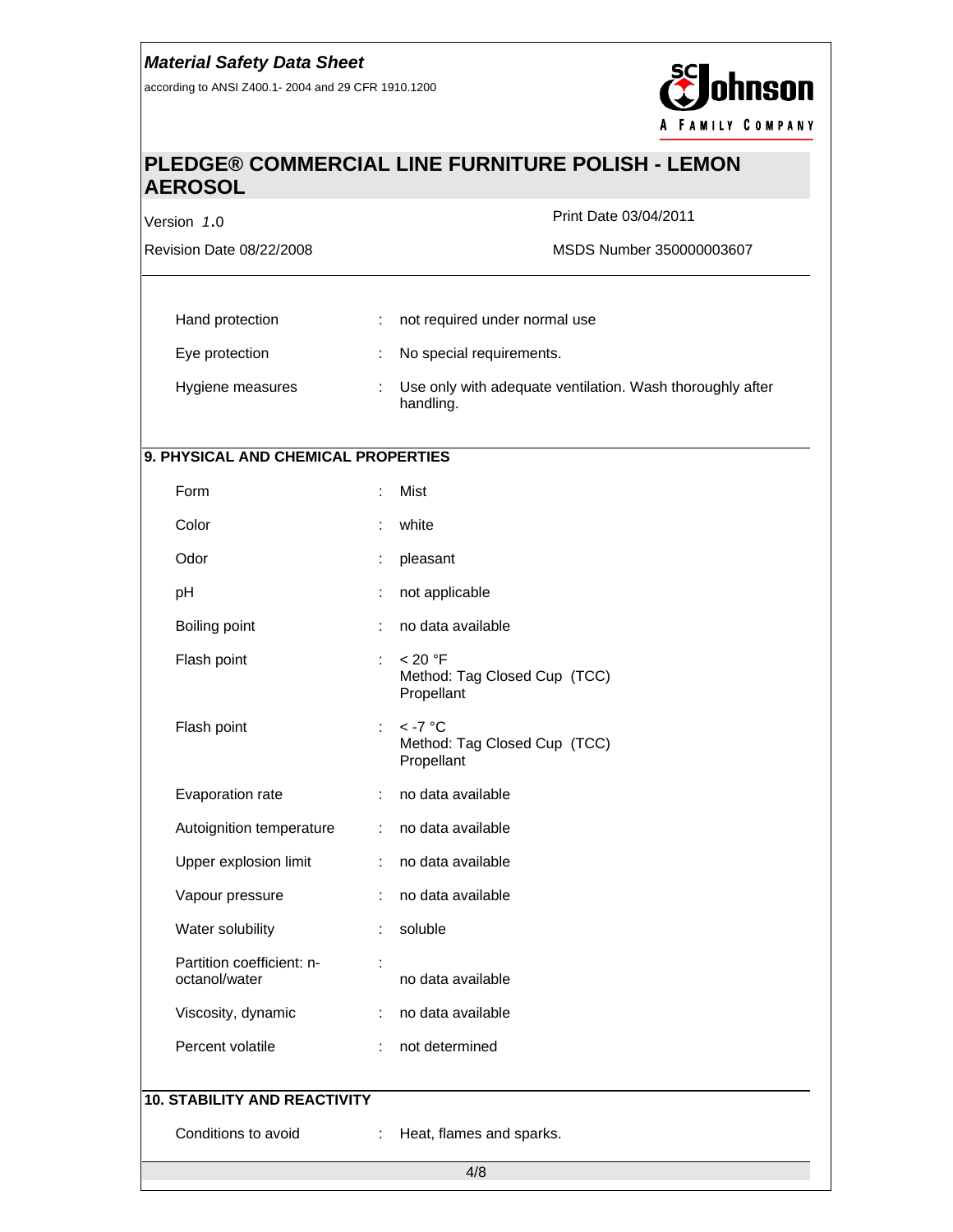| | | |
|---|---|---|
| Hand protection | : | not required under normal use |
| Eye protection | : | No special requirements. |
| Hygiene measures | : | Use only with adequate ventilation. Wash thoroughly after handling. |

## 9. PHYSICAL AND CHEMICAL PROPERTIES

| | | |
|---|---|---|
| Form | : | Mist |
| Color | : | white |
| Odor | : | pleasant |
| pH | : | not applicable |
| Boiling point | : | no data available |
| Flash point | : | < 20 °F<br>Method: Tag Closed Cup (TCC)<br>Propellant |
| Flash point | : | < -7 °C<br>Method: Tag Closed Cup (TCC)<br>Propellant |
| Evaporation rate | : | no data available |
| Autoignition temperature | : | no data available |
| Upper explosion limit | : | no data available |
| Vapour pressure | : | no data available |
| Water solubility | : | soluble |
| Partition coefficient: n-octanol/water | : | no data available |
| Viscosity, dynamic | : | no data available |
| Percent volatile | : | not determined |

## 10. STABILITY AND REACTIVITY

| | | |
|---|---|---|
| Conditions to avoid | : | Heat, flames and sparks. |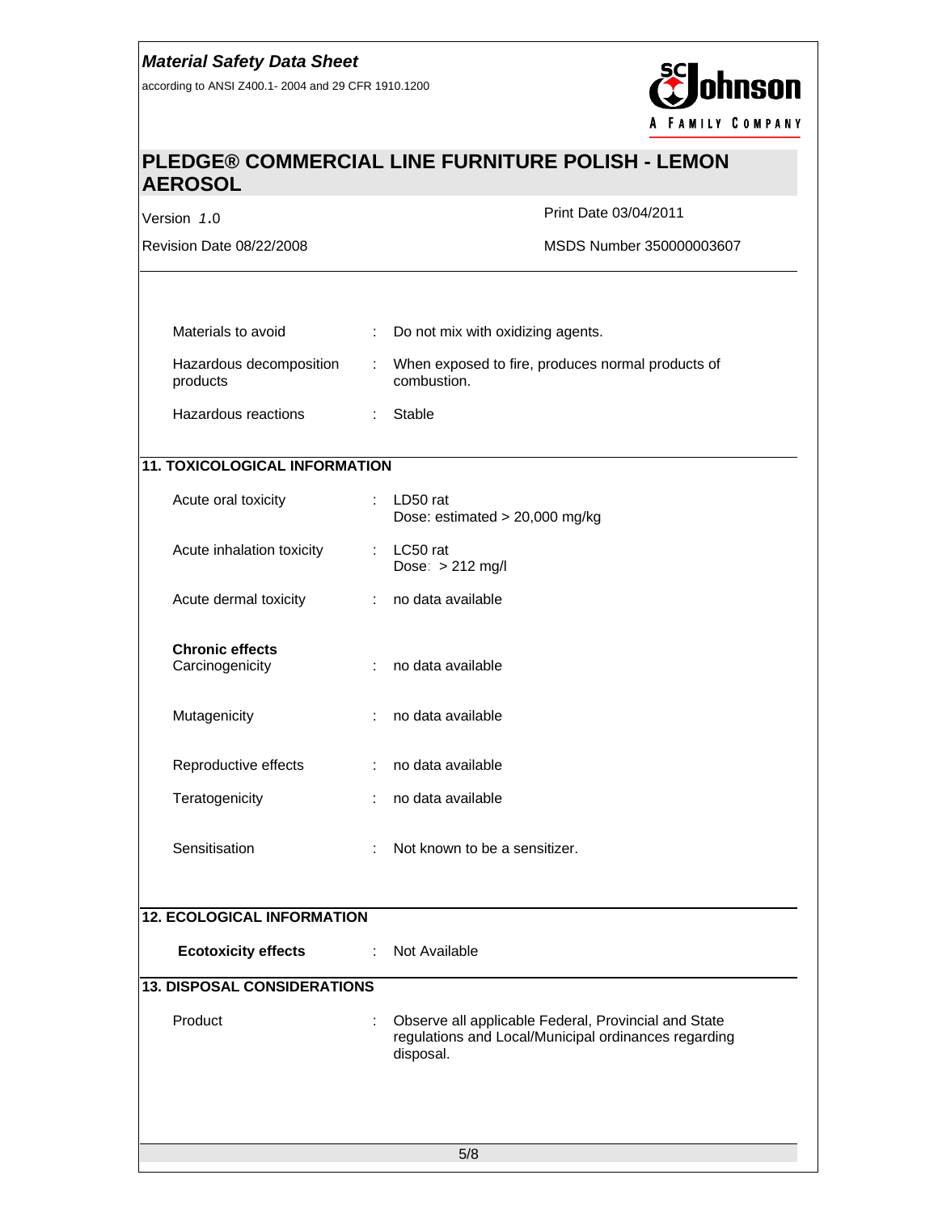| | | |
|---|---|---|
| Materials to avoid | : | Do not mix with oxidizing agents. |
| Hazardous decomposition products | : | When exposed to fire, produces normal products of combustion. |
| Hazardous reactions | : | Stable |

## 11. TOXICOLOGICAL INFORMATION

| | | |
|---|---|---|
| Acute oral toxicity | : | LD50 rat<br>Dose: estimated > 20,000 mg/kg |
| Acute inhalation toxicity | : | LC50 rat<br>Dose: > 212 mg/l |
| Acute dermal toxicity | : | no data available |

**Chronic effects**

| | | |
|---|---|---|
| Carcinogenicity | : | no data available |
| Mutagenicity | : | no data available |
| Reproductive effects | : | no data available |
| Teratogenicity | : | no data available |
| Sensitisation | : | Not known to be a sensitizer. |

## 12. ECOLOGICAL INFORMATION

| | | |
|---|---|---|
| **Ecotoxicity effects** | : | Not Available |

## 13. DISPOSAL CONSIDERATIONS

| | | |
|---|---|---|
| Product | : | Observe all applicable Federal, Provincial and State regulations and Local/Municipal ordinances regarding disposal. |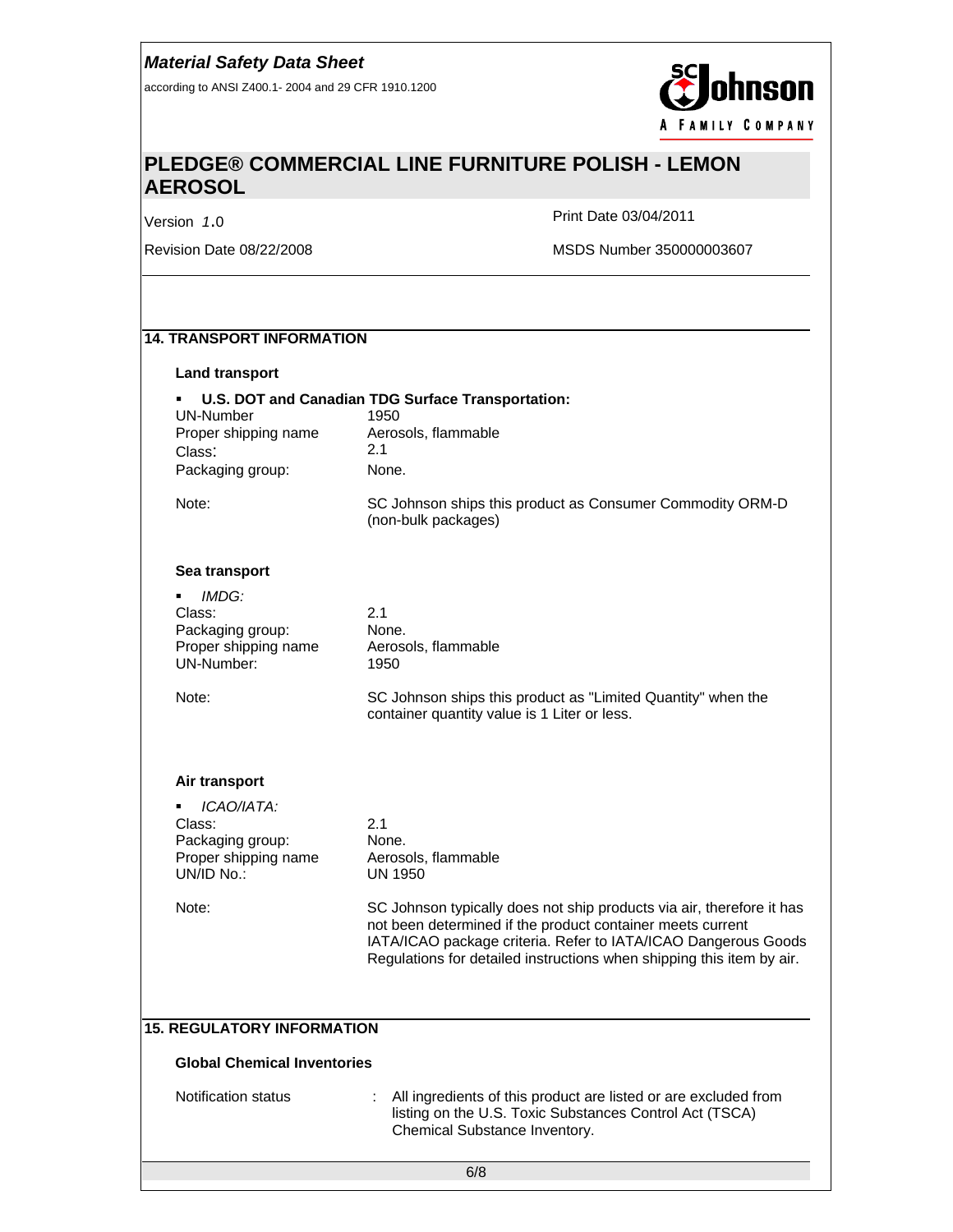## 14. TRANSPORT INFORMATION

### Land transport

- **U.S. DOT and Canadian TDG Surface Transportation:**

| | |
|---|---|
| UN-Number | 1950 |
| Proper shipping name | Aerosols, flammable |
| Class: | 2.1 |
| Packaging group: | None. |
| Note: | SC Johnson ships this product as Consumer Commodity ORM-D (non-bulk packages) |

### Sea transport

- *IMDG:*

| | |
|---|---|
| Class: | 2.1 |
| Packaging group: | None. |
| Proper shipping name | Aerosols, flammable |
| UN-Number: | 1950 |
| Note: | SC Johnson ships this product as "Limited Quantity" when the container quantity value is 1 Liter or less. |

### Air transport

- *ICAO/IATA:*

| | |
|---|---|
| Class: | 2.1 |
| Packaging group: | None. |
| Proper shipping name | Aerosols, flammable |
| UN/ID No.: | UN 1950 |
| Note: | SC Johnson typically does not ship products via air, therefore it has not been determined if the product container meets current IATA/ICAO package criteria. Refer to IATA/ICAO Dangerous Goods Regulations for detailed instructions when shipping this item by air. |

## 15. REGULATORY INFORMATION

### Global Chemical Inventories

Notification status : All ingredients of this product are listed or are excluded from listing on the U.S. Toxic Substances Control Act (TSCA) Chemical Substance Inventory.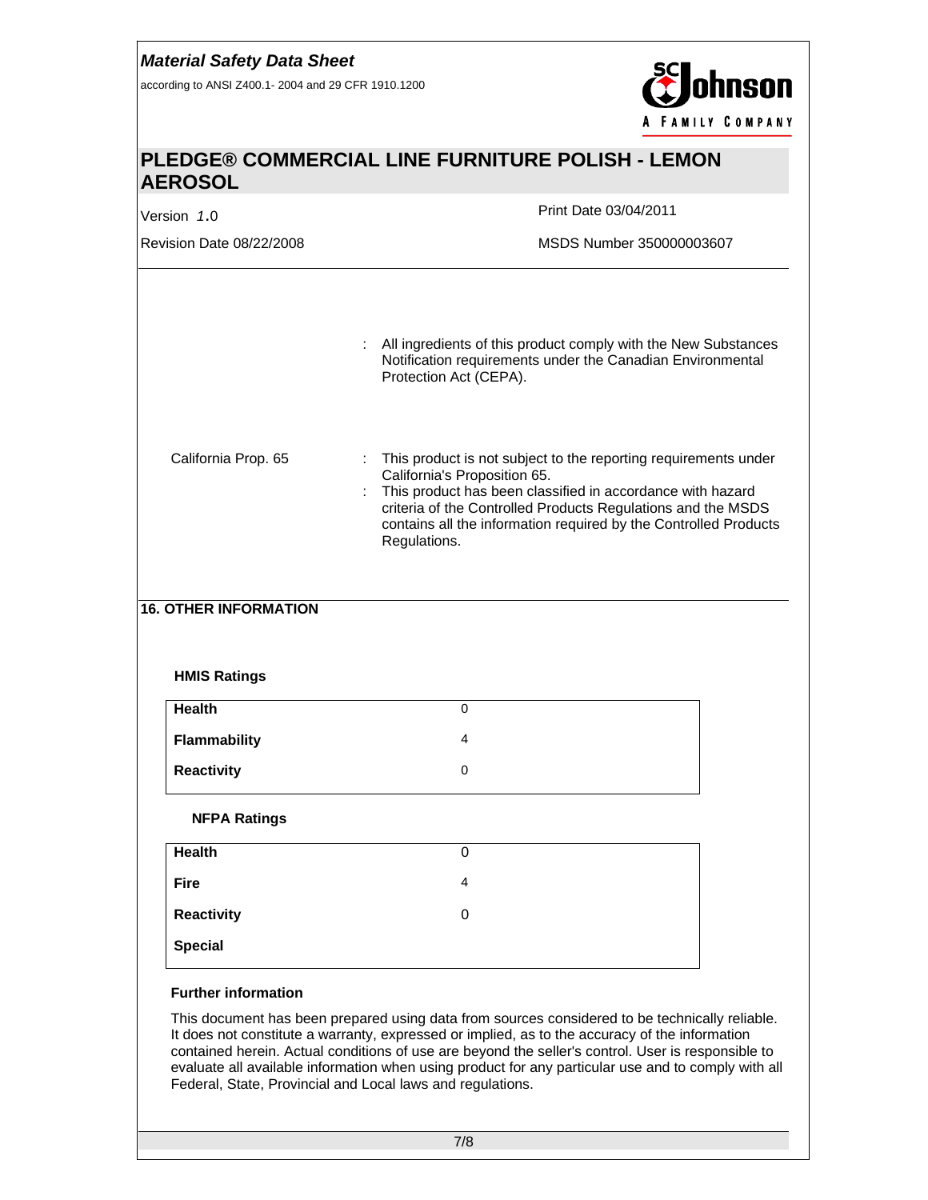: All ingredients of this product comply with the New Substances Notification requirements under the Canadian Environmental Protection Act (CEPA).

California Prop. 65 : This product is not subject to the reporting requirements under California's Proposition 65.

: This product has been classified in accordance with hazard criteria of the Controlled Products Regulations and the MSDS contains all the information required by the Controlled Products Regulations.

## 16. OTHER INFORMATION

**HMIS Ratings**

| | |
|---|---|
| **Health** | 0 |
| **Flammability** | 4 |
| **Reactivity** | 0 |

**NFPA Ratings**

| | |
|---|---|
| **Health** | 0 |
| **Fire** | 4 |
| **Reactivity** | 0 |
| **Special** | |

**Further information**

This document has been prepared using data from sources considered to be technically reliable. It does not constitute a warranty, expressed or implied, as to the accuracy of the information contained herein. Actual conditions of use are beyond the seller's control. User is responsible to evaluate all available information when using product for any particular use and to comply with all Federal, State, Provincial and Local laws and regulations.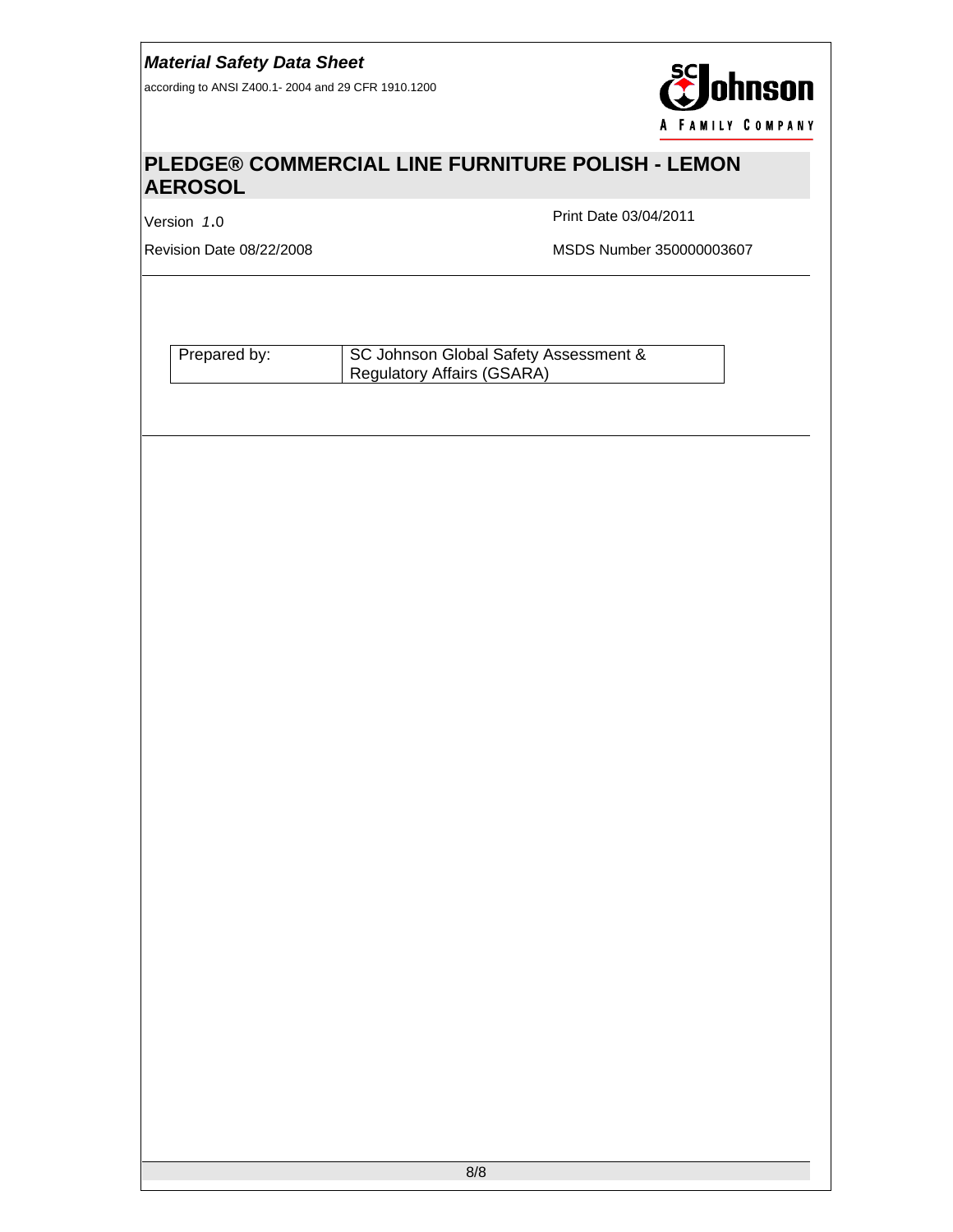| Prepared by: | SC Johnson Global Safety Assessment & Regulatory Affairs (GSARA) |
|---|---|